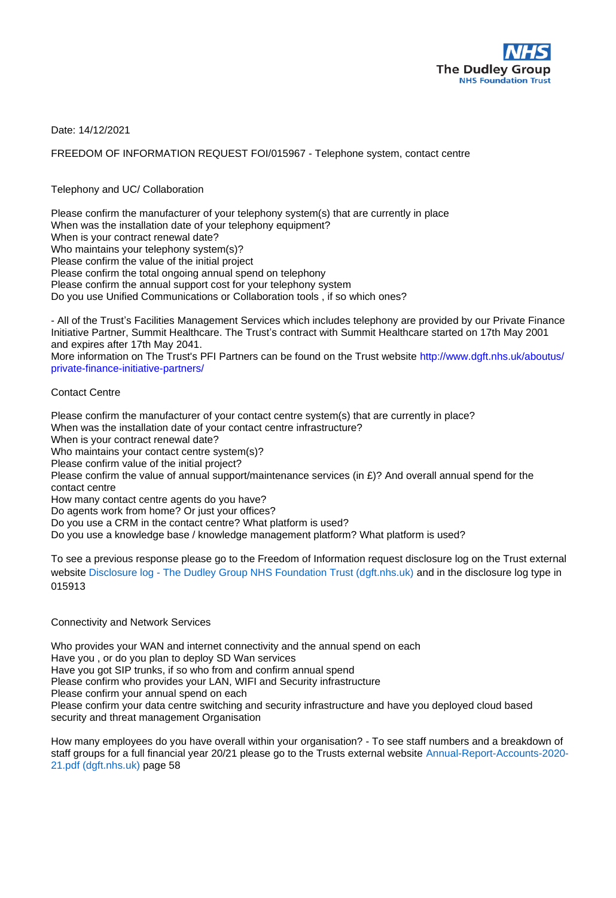Date: 14/12/2021

FREEDOM OF INFORMATION REQUEST FOI/015967 - Telephone system, contact centre

Telephony and UC/ Collaboration

Please confirm the manufacturer of your telephony system(s) that are currently in place
When was the installation date of your telephony equipment?
When is your contract renewal date?
Who maintains your telephony system(s)?
Please confirm the value of the initial project
Please confirm the total ongoing annual spend on telephony
Please confirm the annual support cost for your telephony system
Do you use Unified Communications or Collaboration tools , if so which ones?

- All of the Trust's Facilities Management Services which includes telephony are provided by our Private Finance Initiative Partner, Summit Healthcare. The Trust's contract with Summit Healthcare started on 17th May 2001 and expires after 17th May 2041.
More information on The Trust's PFI Partners can be found on the Trust website http://www.dgft.nhs.uk/aboutus/private-finance-initiative-partners/

Contact Centre

Please confirm the manufacturer of your contact centre system(s) that are currently in place?
When was the installation date of your contact centre infrastructure?
When is your contract renewal date?
Who maintains your contact centre system(s)?
Please confirm value of the initial project?
Please confirm the value of annual support/maintenance services (in £)? And overall annual spend for the contact centre
How many contact centre agents do you have?
Do agents work from home? Or just your offices?
Do you use a CRM in the contact centre? What platform is used?
Do you use a knowledge base / knowledge management platform? What platform is used?

To see a previous response please go to the Freedom of Information request disclosure log on the Trust external website Disclosure log - The Dudley Group NHS Foundation Trust (dgft.nhs.uk) and in the disclosure log type in 015913

Connectivity and Network Services

Who provides your WAN and internet connectivity and the annual spend on each
Have you , or do you plan to deploy SD Wan services
Have you got SIP trunks, if so who from and confirm annual spend
Please confirm who provides your LAN, WIFI and Security infrastructure
Please confirm your annual spend on each
Please confirm your data centre switching and security infrastructure and have you deployed cloud based security and threat management Organisation

How many employees do you have overall within your organisation? - To see staff numbers and a breakdown of staff groups for a full financial year 20/21 please go to the Trusts external website Annual-Report-Accounts-2020-21.pdf (dgft.nhs.uk) page 58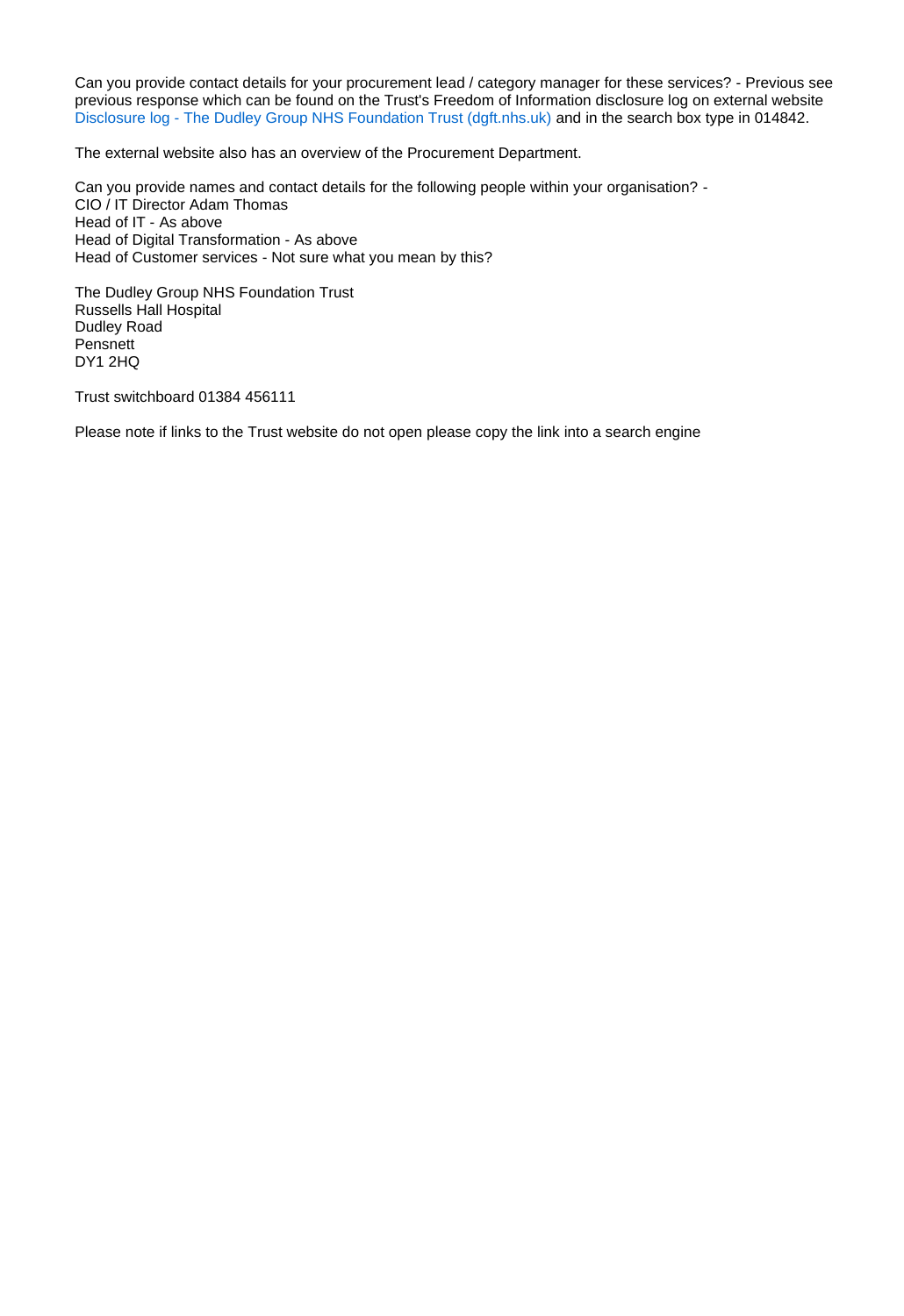Can you provide contact details for your procurement lead / category manager for these services? - Previous see previous response which can be found on the Trust's Freedom of Information disclosure log on external website Disclosure log - The Dudley Group NHS Foundation Trust (dgft.nhs.uk) and in the search box type in 014842.

The external website also has an overview of the Procurement Department.

Can you provide names and contact details for the following people within your organisation? -
CIO / IT Director Adam Thomas
Head of IT - As above
Head of Digital Transformation - As above
Head of Customer services - Not sure what you mean by this?

The Dudley Group NHS Foundation Trust
Russells Hall Hospital
Dudley Road
Pensnett
DY1 2HQ

Trust switchboard 01384 456111

Please note if links to the Trust website do not open please copy the link into a search engine